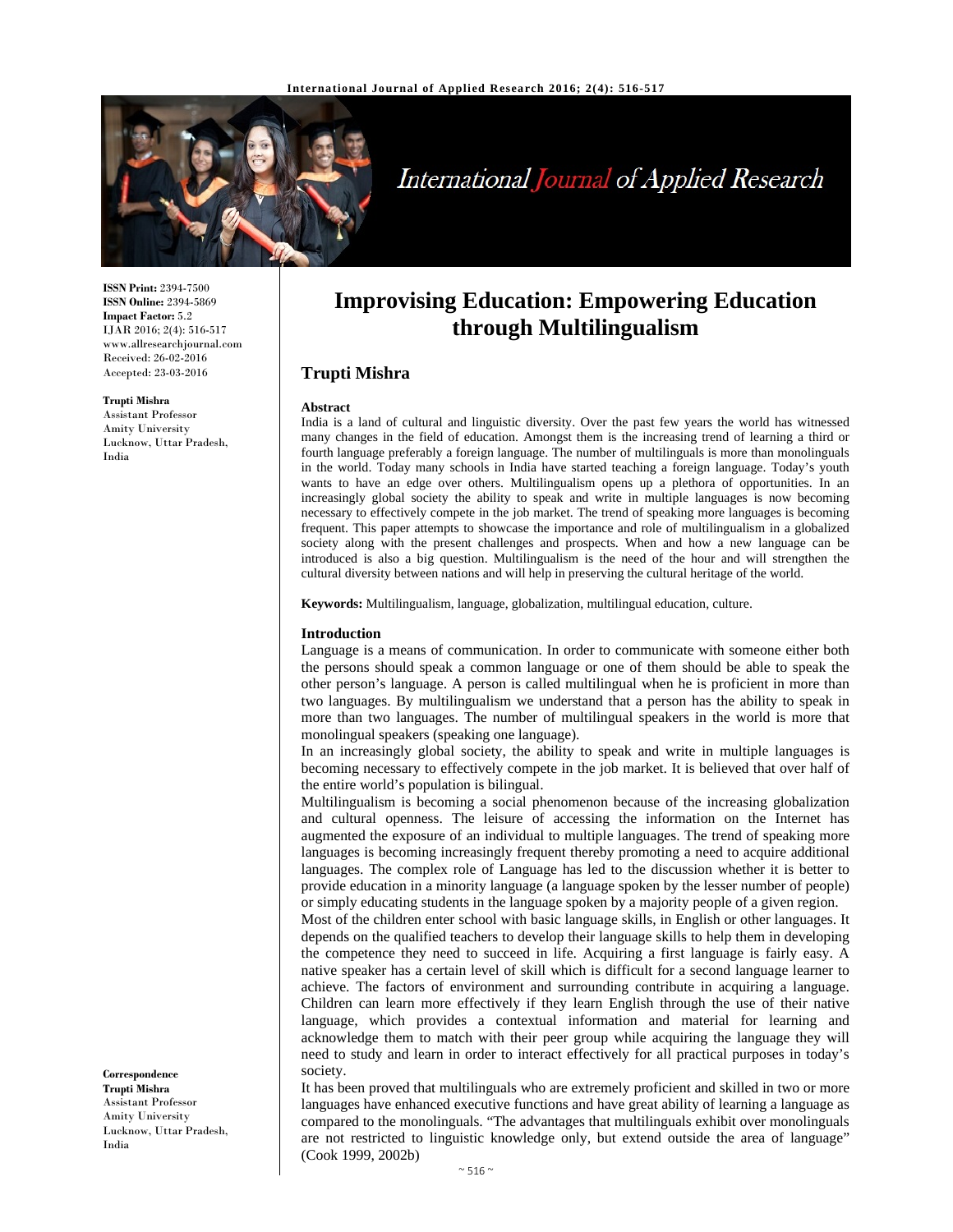**ISSN Print:** 2394-7500
**ISSN Online:** 2394-5869
**Impact Factor:** 5.2
IJAR 2016; 2(4): 516-517
www.allresearchjournal.com
Received: 26-02-2016
Accepted: 23-03-2016

**Trupti Mishra**
Assistant Professor
Amity University
Lucknow, Uttar Pradesh, India

**Correspondence**
**Trupti Mishra**
Assistant Professor
Amity University
Lucknow, Uttar Pradesh, India

# Improvising Education: Empowering Education through Multilingualism

## Trupti Mishra

### Abstract

India is a land of cultural and linguistic diversity. Over the past few years the world has witnessed many changes in the field of education. Amongst them is the increasing trend of learning a third or fourth language preferably a foreign language. The number of multilinguals is more than monolinguals in the world. Today many schools in India have started teaching a foreign language. Today's youth wants to have an edge over others. Multilingualism opens up a plethora of opportunities. In an increasingly global society the ability to speak and write in multiple languages is now becoming necessary to effectively compete in the job market. The trend of speaking more languages is becoming frequent. This paper attempts to showcase the importance and role of multilingualism in a globalized society along with the present challenges and prospects. When and how a new language can be introduced is also a big question. Multilingualism is the need of the hour and will strengthen the cultural diversity between nations and will help in preserving the cultural heritage of the world.

**Keywords:** Multilingualism, language, globalization, multilingual education, culture.

### Introduction

Language is a means of communication. In order to communicate with someone either both the persons should speak a common language or one of them should be able to speak the other person's language. A person is called multilingual when he is proficient in more than two languages. By multilingualism we understand that a person has the ability to speak in more than two languages. The number of multilingual speakers in the world is more that monolingual speakers (speaking one language).

In an increasingly global society, the ability to speak and write in multiple languages is becoming necessary to effectively compete in the job market. It is believed that over half of the entire world's population is bilingual.

Multilingualism is becoming a social phenomenon because of the increasing globalization and cultural openness. The leisure of accessing the information on the Internet has augmented the exposure of an individual to multiple languages. The trend of speaking more languages is becoming increasingly frequent thereby promoting a need to acquire additional languages. The complex role of Language has led to the discussion whether it is better to provide education in a minority language (a language spoken by the lesser number of people) or simply educating students in the language spoken by a majority people of a given region.

Most of the children enter school with basic language skills, in English or other languages. It depends on the qualified teachers to develop their language skills to help them in developing the competence they need to succeed in life. Acquiring a first language is fairly easy. A native speaker has a certain level of skill which is difficult for a second language learner to achieve. The factors of environment and surrounding contribute in acquiring a language. Children can learn more effectively if they learn English through the use of their native language, which provides a contextual information and material for learning and acknowledge them to match with their peer group while acquiring the language they will need to study and learn in order to interact effectively for all practical purposes in today's society.

It has been proved that multilinguals who are extremely proficient and skilled in two or more languages have enhanced executive functions and have great ability of learning a language as compared to the monolinguals. "The advantages that multilinguals exhibit over monolinguals are not restricted to linguistic knowledge only, but extend outside the area of language" (Cook 1999, 2002b)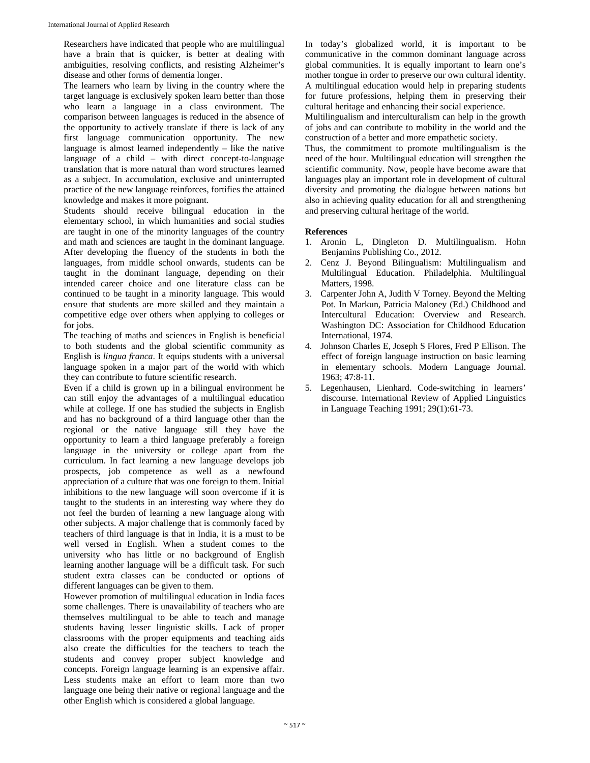Researchers have indicated that people who are multilingual have a brain that is quicker, is better at dealing with ambiguities, resolving conflicts, and resisting Alzheimer's disease and other forms of dementia longer.

The learners who learn by living in the country where the target language is exclusively spoken learn better than those who learn a language in a class environment. The comparison between languages is reduced in the absence of the opportunity to actively translate if there is lack of any first language communication opportunity. The new language is almost learned independently – like the native language of a child – with direct concept-to-language translation that is more natural than word structures learned as a subject. In accumulation, exclusive and uninterrupted practice of the new language reinforces, fortifies the attained knowledge and makes it more poignant.

Students should receive bilingual education in the elementary school, in which humanities and social studies are taught in one of the minority languages of the country and math and sciences are taught in the dominant language. After developing the fluency of the students in both the languages, from middle school onwards, students can be taught in the dominant language, depending on their intended career choice and one literature class can be continued to be taught in a minority language. This would ensure that students are more skilled and they maintain a competitive edge over others when applying to colleges or for jobs.

The teaching of maths and sciences in English is beneficial to both students and the global scientific community as English is *lingua franca*. It equips students with a universal language spoken in a major part of the world with which they can contribute to future scientific research.

Even if a child is grown up in a bilingual environment he can still enjoy the advantages of a multilingual education while at college. If one has studied the subjects in English and has no background of a third language other than the regional or the native language still they have the opportunity to learn a third language preferably a foreign language in the university or college apart from the curriculum. In fact learning a new language develops job prospects, job competence as well as a newfound appreciation of a culture that was one foreign to them. Initial inhibitions to the new language will soon overcome if it is taught to the students in an interesting way where they do not feel the burden of learning a new language along with other subjects. A major challenge that is commonly faced by teachers of third language is that in India, it is a must to be well versed in English. When a student comes to the university who has little or no background of English learning another language will be a difficult task. For such student extra classes can be conducted or options of different languages can be given to them.

However promotion of multilingual education in India faces some challenges. There is unavailability of teachers who are themselves multilingual to be able to teach and manage students having lesser linguistic skills. Lack of proper classrooms with the proper equipments and teaching aids also create the difficulties for the teachers to teach the students and convey proper subject knowledge and concepts. Foreign language learning is an expensive affair. Less students make an effort to learn more than two language one being their native or regional language and the other English which is considered a global language.

In today's globalized world, it is important to be communicative in the common dominant language across global communities. It is equally important to learn one's mother tongue in order to preserve our own cultural identity. A multilingual education would help in preparing students for future professions, helping them in preserving their cultural heritage and enhancing their social experience.

Multilingualism and interculturalism can help in the growth of jobs and can contribute to mobility in the world and the construction of a better and more empathetic society.

Thus, the commitment to promote multilingualism is the need of the hour. Multilingual education will strengthen the scientific community. Now, people have become aware that languages play an important role in development of cultural diversity and promoting the dialogue between nations but also in achieving quality education for all and strengthening and preserving cultural heritage of the world.

## References

1. Aronin L, Dingleton D. Multilingualism. Hohn Benjamins Publishing Co., 2012.
2. Cenz J. Beyond Bilingualism: Multilingualism and Multilingual Education. Philadelphia. Multilingual Matters, 1998.
3. Carpenter John A, Judith V Torney. Beyond the Melting Pot. In Markun, Patricia Maloney (Ed.) Childhood and Intercultural Education: Overview and Research. Washington DC: Association for Childhood Education International, 1974.
4. Johnson Charles E, Joseph S Flores, Fred P Ellison. The effect of foreign language instruction on basic learning in elementary schools. Modern Language Journal. 1963; 47:8-11.
5. Legenhausen, Lienhard. Code-switching in learners' discourse. International Review of Applied Linguistics in Language Teaching 1991; 29(1):61-73.